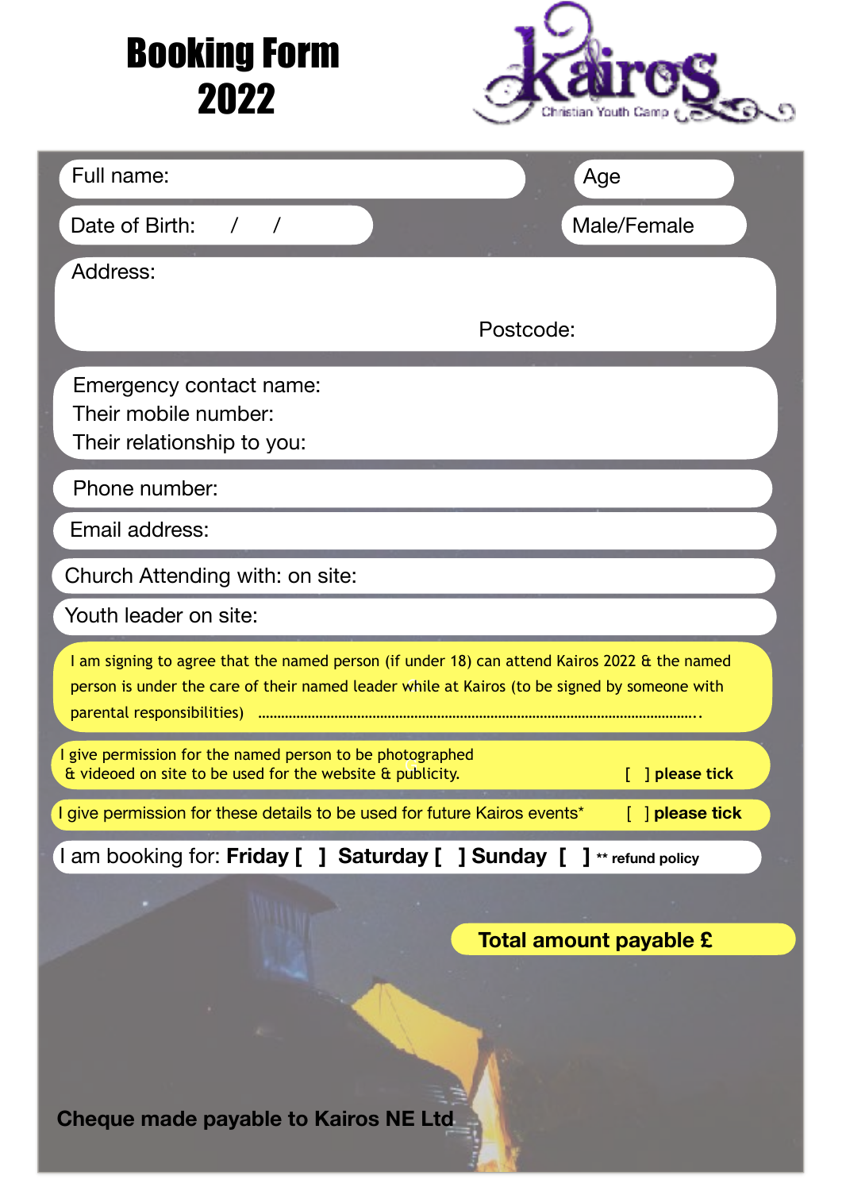# Booking Form 2022

Kairos Christian Youth Camp

Full name:

Age

Date of Birth: / /

Male/Female

Address:

Postcode:

Emergency contact name:
Their mobile number:
Their relationship to you:

Phone number:

Email address:

Church Attending with: on site:

Youth leader on site:

I am signing to agree that the named person (if under 18) can attend Kairos 2022 & the named person is under the care of their named leader while at Kairos (to be signed by someone with parental responsibilities) .........................................................................................................................

I give permission for the named person to be photographed & videoed on site to be used for the website & publicity. [ ] **please tick**

I give permission for these details to be used for future Kairos events* [ ] **please tick**

I am booking for: **Friday [ ] Saturday [ ] Sunday [ ]** **** refund policy**

**Total amount payable £**

**Cheque made payable to Kairos NE Ltd**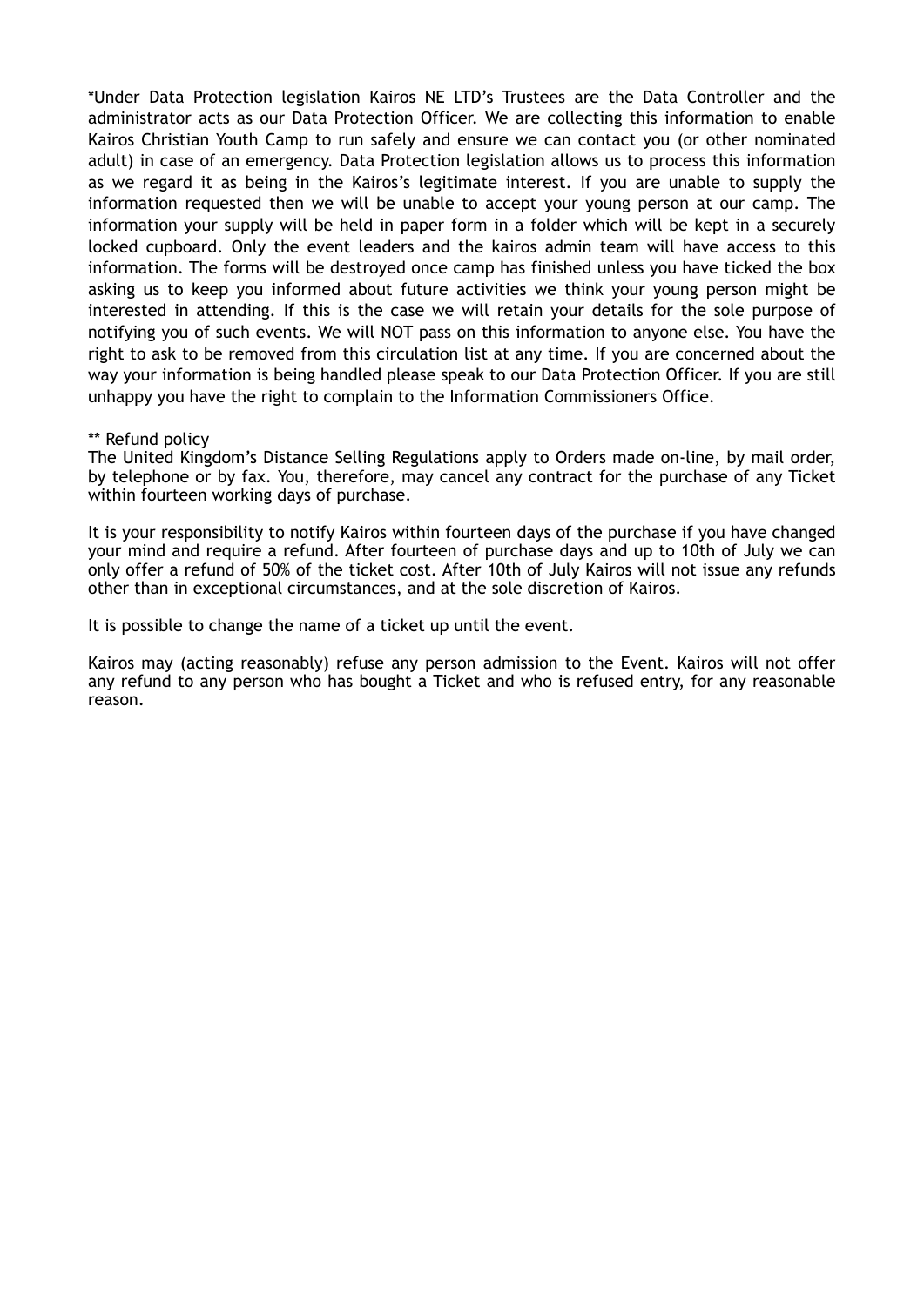*Under Data Protection legislation Kairos NE LTD's Trustees are the Data Controller and the administrator acts as our Data Protection Officer. We are collecting this information to enable Kairos Christian Youth Camp to run safely and ensure we can contact you (or other nominated adult) in case of an emergency. Data Protection legislation allows us to process this information as we regard it as being in the Kairos's legitimate interest. If you are unable to supply the information requested then we will be unable to accept your young person at our camp. The information your supply will be held in paper form in a folder which will be kept in a securely locked cupboard. Only the event leaders and the kairos admin team will have access to this information. The forms will be destroyed once camp has finished unless you have ticked the box asking us to keep you informed about future activities we think your young person might be interested in attending. If this is the case we will retain your details for the sole purpose of notifying you of such events. We will NOT pass on this information to anyone else. You have the right to ask to be removed from this circulation list at any time. If you are concerned about the way your information is being handled please speak to our Data Protection Officer. If you are still unhappy you have the right to complain to the Information Commissioners Office.

** Refund policy
The United Kingdom's Distance Selling Regulations apply to Orders made on-line, by mail order, by telephone or by fax. You, therefore, may cancel any contract for the purchase of any Ticket within fourteen working days of purchase.

It is your responsibility to notify Kairos within fourteen days of the purchase if you have changed your mind and require a refund. After fourteen of purchase days and up to 10th of July we can only offer a refund of 50% of the ticket cost. After 10th of July Kairos will not issue any refunds other than in exceptional circumstances, and at the sole discretion of Kairos.

It is possible to change the name of a ticket up until the event.

Kairos may (acting reasonably) refuse any person admission to the Event. Kairos will not offer any refund to any person who has bought a Ticket and who is refused entry, for any reasonable reason.